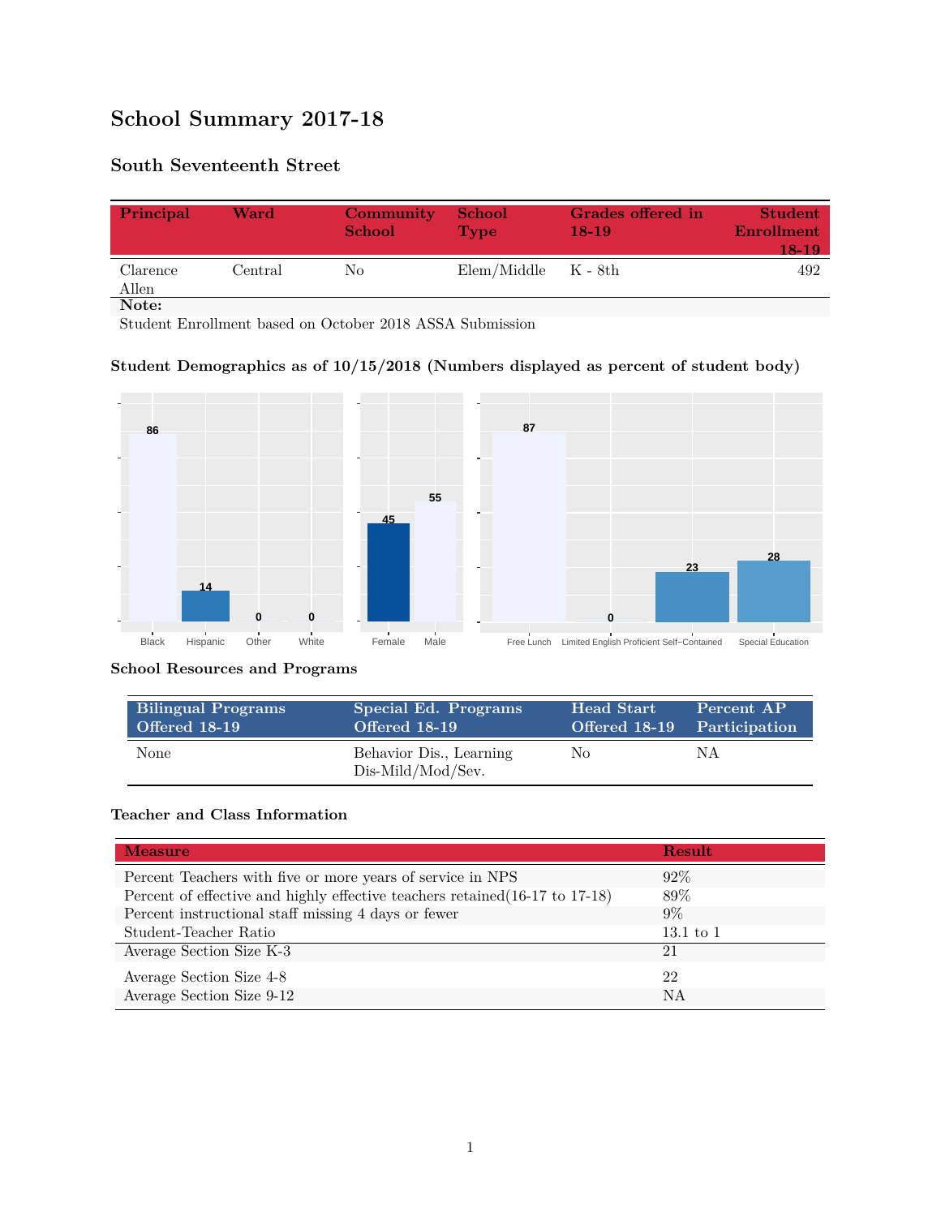# School Summary 2017-18

## South Seventeenth Street

| Principal | Ward | Community School | School Type | Grades offered in 18-19 | Student Enrollment 18-19 |
|---|---|---|---|---|---|
| Clarence Allen | Central | No | Elem/Middle | K - 8th | 492 |

**Note:**

Student Enrollment based on October 2018 ASSA Submission

### Student Demographics as of 10/15/2018 (Numbers displayed as percent of student body)

| Black | Hispanic | Other | White |
|---|---|---|---|
| 86 | 14 | 0 | 0 |

| Female | Male |
|---|---|
| 45 | 55 |

| Free Lunch | Limited English Proficient | Self-Contained | Special Education |
|---|---|---|---|
| 87 | 0 | 23 | 28 |

### School Resources and Programs

| Bilingual Programs Offered 18-19 | Special Ed. Programs Offered 18-19 | Head Start Offered 18-19 | Percent AP Participation |
|---|---|---|---|
| None | Behavior Dis., Learning Dis-Mild/Mod/Sev. | No | NA |

### Teacher and Class Information

| Measure | Result |
|---|---|
| Percent Teachers with five or more years of service in NPS | 92% |
| Percent of effective and highly effective teachers retained(16-17 to 17-18) | 89% |
| Percent instructional staff missing 4 days or fewer | 9% |
| Student-Teacher Ratio | 13.1 to 1 |
| Average Section Size K-3 | 21 |
| Average Section Size 4-8 | 22 |
| Average Section Size 9-12 | NA |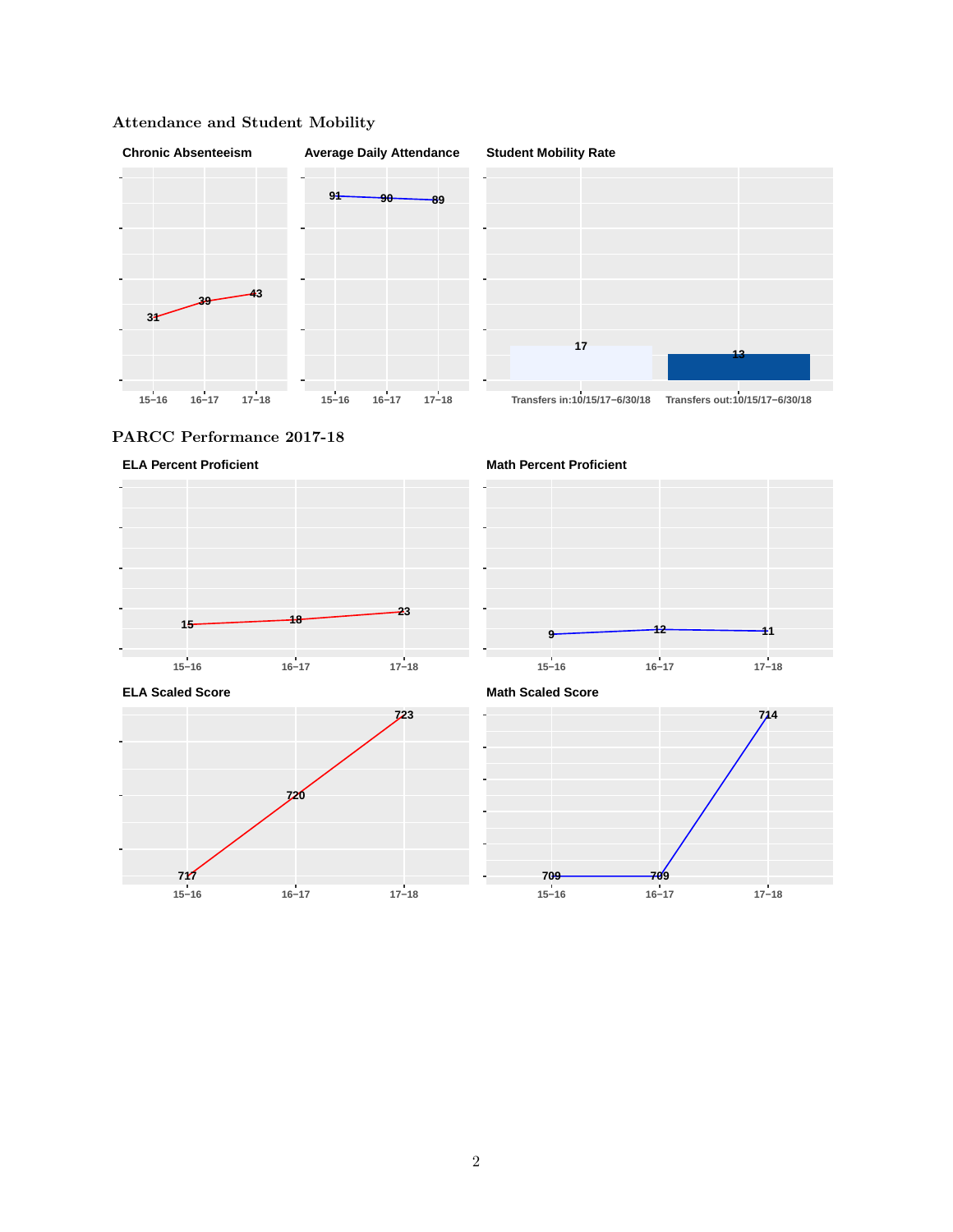## Attendance and Student Mobility

**Chronic Absenteeism**

31
39
43

15−16 16−17 17−18

**Average Daily Attendance**

91
90
89

15−16 16−17 17−18

**Student Mobility Rate**

17
13

Transfers in:10/15/17−6/30/18 Transfers out:10/15/17−6/30/18

## PARCC Performance 2017-18

**ELA Percent Proficient**

15
18
23

15−16 16−17 17−18

**Math Percent Proficient**

9
12
11

15−16 16−17 17−18

**ELA Scaled Score**

717
720
723

15−16 16−17 17−18

**Math Scaled Score**

709
709
714

15−16 16−17 17−18